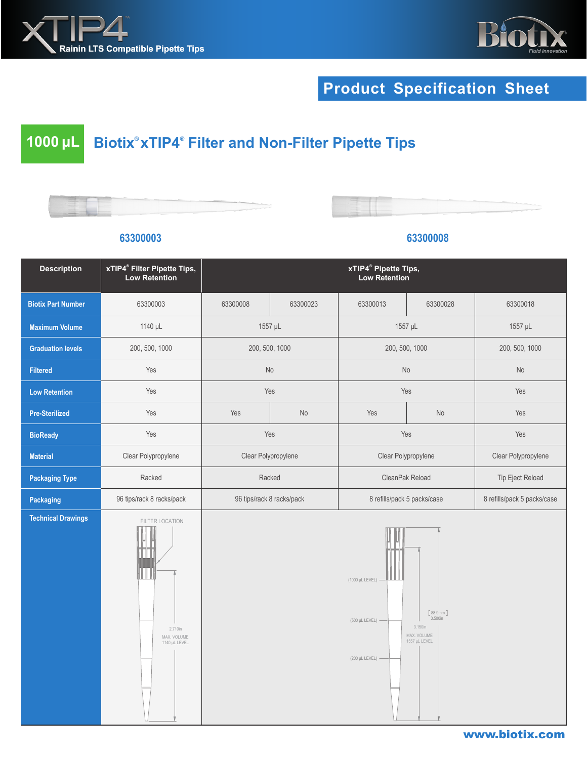xTIP4 Rainin LTS Compatible Pipette Tips

Biotix Fluid Innovation

# Product Specification Sheet

## 1000 µL Biotix® xTIP4® Filter and Non-Filter Pipette Tips

63300003

63300008

| Description | xTIP4® Filter Pipette Tips, Low Retention | xTIP4® Pipette Tips, Low Retention | | | | |
|---|---|---|---|---|---|---|
| Biotix Part Number | 63300003 | 63300008 | 63300023 | 63300013 | 63300028 | 63300018 |
| Maximum Volume | 1140 µL | 1557 µL | | 1557 µL | | 1557 µL |
| Graduation levels | 200, 500, 1000 | 200, 500, 1000 | | 200, 500, 1000 | | 200, 500, 1000 |
| Filtered | Yes | No | | No | | No |
| Low Retention | Yes | Yes | | Yes | | Yes |
| Pre-Sterilized | Yes | Yes | No | Yes | No | Yes |
| BioReady | Yes | Yes | | Yes | | Yes |
| Material | Clear Polypropylene | Clear Polypropylene | | Clear Polypropylene | | Clear Polypropylene |
| Packaging Type | Racked | Racked | | CleanPak Reload | | Tip Eject Reload |
| Packaging | 96 tips/rack 8 racks/pack | 96 tips/rack 8 racks/pack | | 8 refills/pack 5 packs/case | | 8 refills/pack 5 packs/case |
| Technical Drawings | FILTER LOCATION; 2.710in; MAX. VOLUME 1140 µL LEVEL | (1000 µL LEVEL); (500 µL LEVEL); (200 µL LEVEL); [88.9mm] 3.500in; 3.150in; MAX. VOLUME 1557 µL LEVEL | | | | |

www.biotix.com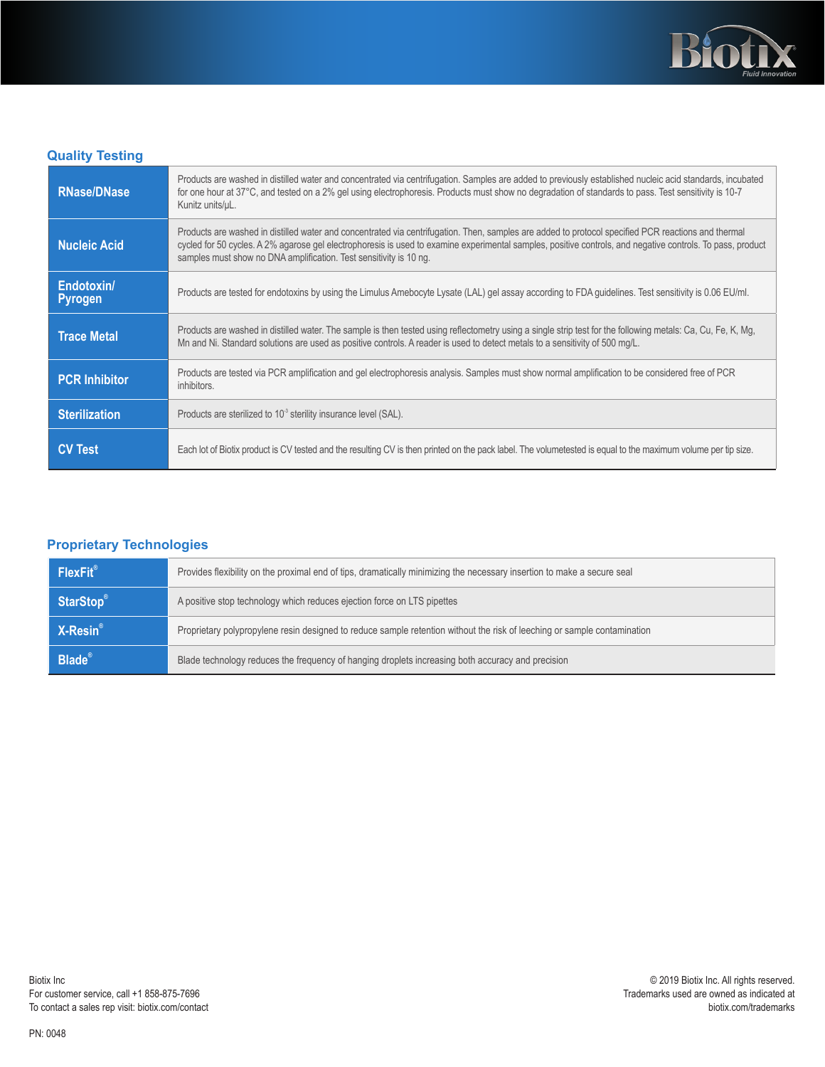## Quality Testing

| | |
|---|---|
| **RNase/DNase** | Products are washed in distilled water and concentrated via centrifugation. Samples are added to previously established nucleic acid standards, incubated for one hour at 37°C, and tested on a 2% gel using electrophoresis. Products must show no degradation of standards to pass. Test sensitivity is 10-7 Kunitz units/µL. |
| **Nucleic Acid** | Products are washed in distilled water and concentrated via centrifugation. Then, samples are added to protocol specified PCR reactions and thermal cycled for 50 cycles. A 2% agarose gel electrophoresis is used to examine experimental samples, positive controls, and negative controls. To pass, product samples must show no DNA amplification. Test sensitivity is 10 ng. |
| **Endotoxin/ Pyrogen** | Products are tested for endotoxins by using the Limulus Amebocyte Lysate (LAL) gel assay according to FDA guidelines. Test sensitivity is 0.06 EU/ml. |
| **Trace Metal** | Products are washed in distilled water. The sample is then tested using reflectometry using a single strip test for the following metals: Ca, Cu, Fe, K, Mg, Mn and Ni. Standard solutions are used as positive controls. A reader is used to detect metals to a sensitivity of 500 mg/L. |
| **PCR Inhibitor** | Products are tested via PCR amplification and gel electrophoresis analysis. Samples must show normal amplification to be considered free of PCR inhibitors. |
| **Sterilization** | Products are sterilized to $10^{-3}$ sterility insurance level (SAL). |
| **CV Test** | Each lot of Biotix product is CV tested and the resulting CV is then printed on the pack label. The volumetested is equal to the maximum volume per tip size. |

## Proprietary Technologies

| | |
|---|---|
| **FlexFit®** | Provides flexibility on the proximal end of tips, dramatically minimizing the necessary insertion to make a secure seal |
| **StarStop®** | A positive stop technology which reduces ejection force on LTS pipettes |
| **X-Resin®** | Proprietary polypropylene resin designed to reduce sample retention without the risk of leeching or sample contamination |
| **Blade®** | Blade technology reduces the frequency of hanging droplets increasing both accuracy and precision |

Biotix Inc
For customer service, call +1 858-875-7696
To contact a sales rep visit: biotix.com/contact

PN: 0048

© 2019 Biotix Inc. All rights reserved.
Trademarks used are owned as indicated at biotix.com/trademarks